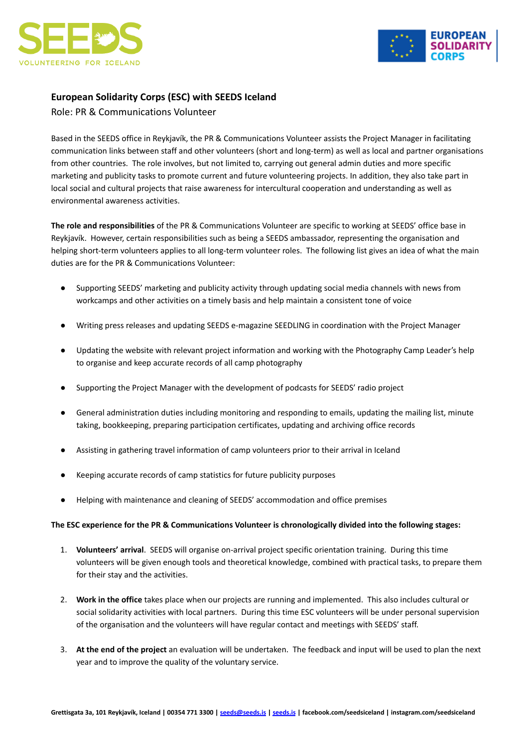## European Solidarity Corps (ESC) with SEEDS Iceland

Role: PR & Communications Volunteer

Based in the SEEDS office in Reykjavík, the PR & Communications Volunteer assists the Project Manager in facilitating communication links between staff and other volunteers (short and long-term) as well as local and partner organisations from other countries. The role involves, but not limited to, carrying out general admin duties and more specific marketing and publicity tasks to promote current and future volunteering projects. In addition, they also take part in local social and cultural projects that raise awareness for intercultural cooperation and understanding as well as environmental awareness activities.

**The role and responsibilities** of the PR & Communications Volunteer are specific to working at SEEDS' office base in Reykjavík. However, certain responsibilities such as being a SEEDS ambassador, representing the organisation and helping short-term volunteers applies to all long-term volunteer roles. The following list gives an idea of what the main duties are for the PR & Communications Volunteer:

- Supporting SEEDS' marketing and publicity activity through updating social media channels with news from workcamps and other activities on a timely basis and help maintain a consistent tone of voice
- Writing press releases and updating SEEDS e-magazine SEEDLING in coordination with the Project Manager
- Updating the website with relevant project information and working with the Photography Camp Leader's help to organise and keep accurate records of all camp photography
- Supporting the Project Manager with the development of podcasts for SEEDS' radio project
- General administration duties including monitoring and responding to emails, updating the mailing list, minute taking, bookkeeping, preparing participation certificates, updating and archiving office records
- Assisting in gathering travel information of camp volunteers prior to their arrival in Iceland
- Keeping accurate records of camp statistics for future publicity purposes
- Helping with maintenance and cleaning of SEEDS' accommodation and office premises

**The ESC experience for the PR & Communications Volunteer is chronologically divided into the following stages:**

1. **Volunteers' arrival**. SEEDS will organise on-arrival project specific orientation training. During this time volunteers will be given enough tools and theoretical knowledge, combined with practical tasks, to prepare them for their stay and the activities.
2. **Work in the office** takes place when our projects are running and implemented. This also includes cultural or social solidarity activities with local partners. During this time ESC volunteers will be under personal supervision of the organisation and the volunteers will have regular contact and meetings with SEEDS' staff.
3. **At the end of the project** an evaluation will be undertaken. The feedback and input will be used to plan the next year and to improve the quality of the voluntary service.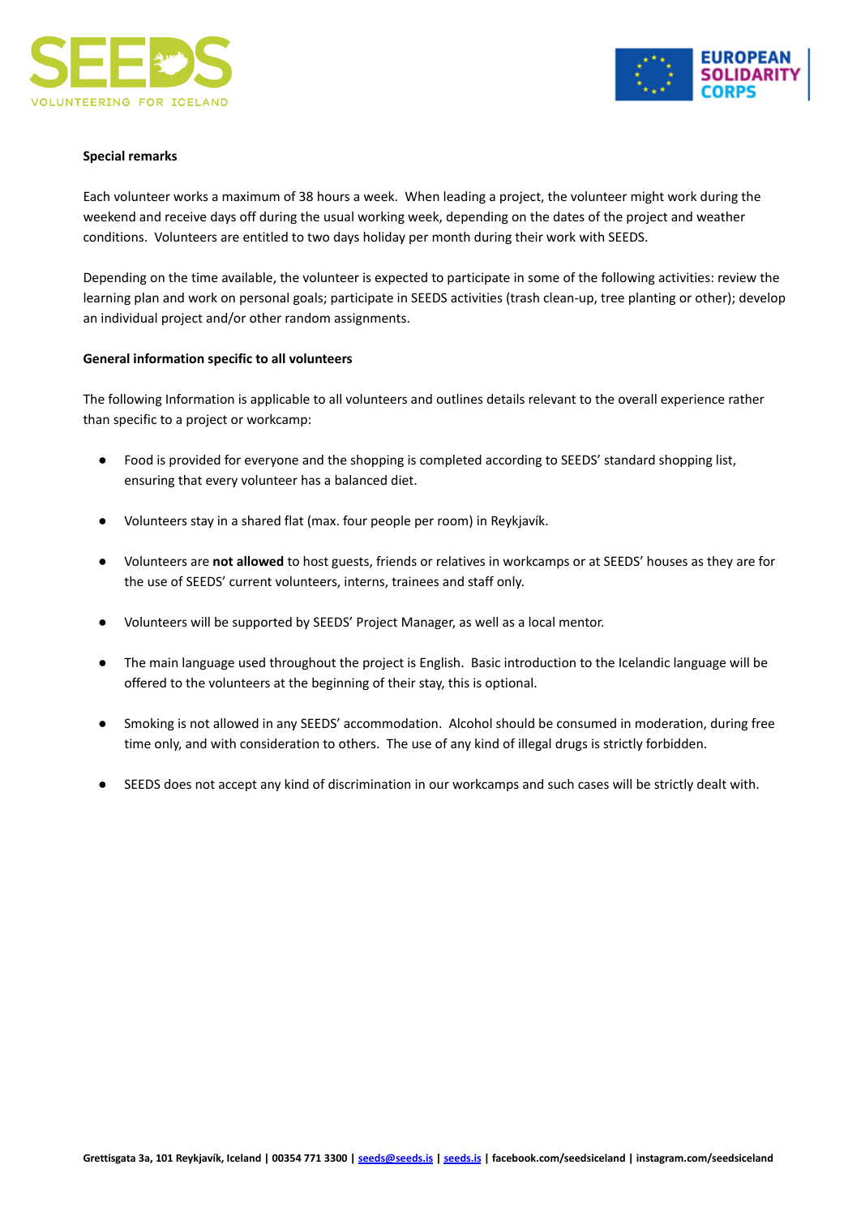**Special remarks**

Each volunteer works a maximum of 38 hours a week. When leading a project, the volunteer might work during the weekend and receive days off during the usual working week, depending on the dates of the project and weather conditions. Volunteers are entitled to two days holiday per month during their work with SEEDS.

Depending on the time available, the volunteer is expected to participate in some of the following activities: review the learning plan and work on personal goals; participate in SEEDS activities (trash clean-up, tree planting or other); develop an individual project and/or other random assignments.

**General information specific to all volunteers**

The following Information is applicable to all volunteers and outlines details relevant to the overall experience rather than specific to a project or workcamp:

- Food is provided for everyone and the shopping is completed according to SEEDS' standard shopping list, ensuring that every volunteer has a balanced diet.
- Volunteers stay in a shared flat (max. four people per room) in Reykjavík.
- Volunteers are **not allowed** to host guests, friends or relatives in workcamps or at SEEDS' houses as they are for the use of SEEDS' current volunteers, interns, trainees and staff only.
- Volunteers will be supported by SEEDS' Project Manager, as well as a local mentor.
- The main language used throughout the project is English. Basic introduction to the Icelandic language will be offered to the volunteers at the beginning of their stay, this is optional.
- Smoking is not allowed in any SEEDS' accommodation. Alcohol should be consumed in moderation, during free time only, and with consideration to others. The use of any kind of illegal drugs is strictly forbidden.
- SEEDS does not accept any kind of discrimination in our workcamps and such cases will be strictly dealt with.